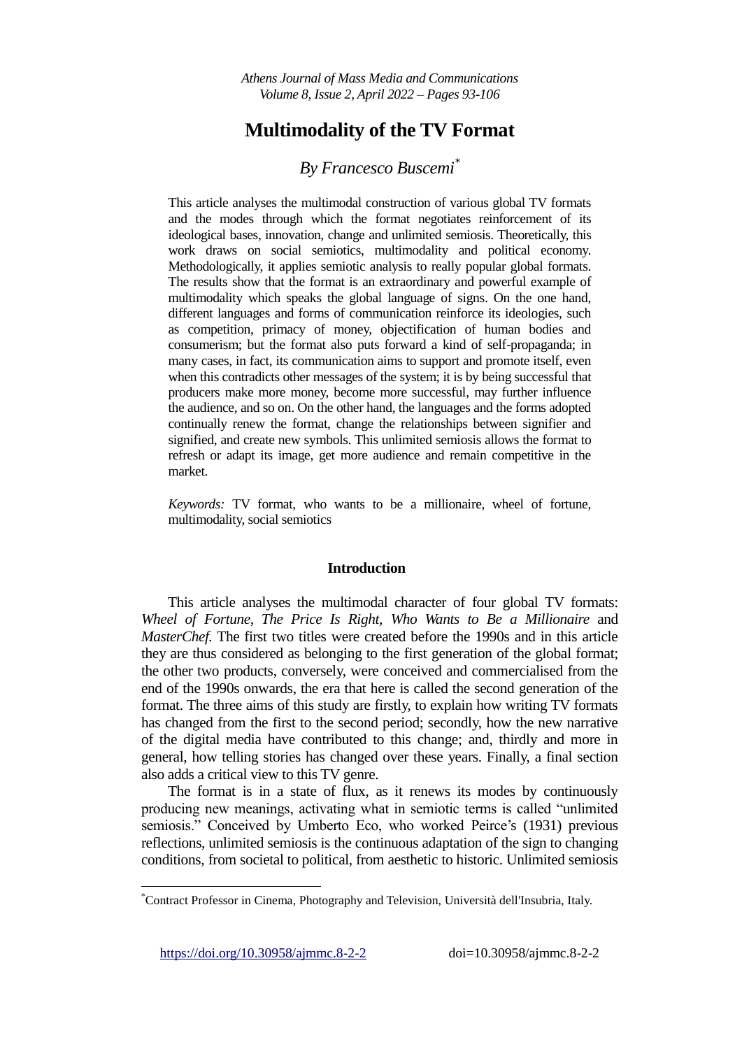# Multimodality of the TV Format

*By Francesco Buscemi*[*]

This article analyses the multimodal construction of various global TV formats and the modes through which the format negotiates reinforcement of its ideological bases, innovation, change and unlimited semiosis. Theoretically, this work draws on social semiotics, multimodality and political economy. Methodologically, it applies semiotic analysis to really popular global formats. The results show that the format is an extraordinary and powerful example of multimodality which speaks the global language of signs. On the one hand, different languages and forms of communication reinforce its ideologies, such as competition, primacy of money, objectification of human bodies and consumerism; but the format also puts forward a kind of self-propaganda; in many cases, in fact, its communication aims to support and promote itself, even when this contradicts other messages of the system; it is by being successful that producers make more money, become more successful, may further influence the audience, and so on. On the other hand, the languages and the forms adopted continually renew the format, change the relationships between signifier and signified, and create new symbols. This unlimited semiosis allows the format to refresh or adapt its image, get more audience and remain competitive in the market.

*Keywords:* TV format, who wants to be a millionaire, wheel of fortune, multimodality, social semiotics

## Introduction

This article analyses the multimodal character of four global TV formats: *Wheel of Fortune*, *The Price Is Right*, *Who Wants to Be a Millionaire* and *MasterChef*. The first two titles were created before the 1990s and in this article they are thus considered as belonging to the first generation of the global format; the other two products, conversely, were conceived and commercialised from the end of the 1990s onwards, the era that here is called the second generation of the format. The three aims of this study are firstly, to explain how writing TV formats has changed from the first to the second period; secondly, how the new narrative of the digital media have contributed to this change; and, thirdly and more in general, how telling stories has changed over these years. Finally, a final section also adds a critical view to this TV genre.

The format is in a state of flux, as it renews its modes by continuously producing new meanings, activating what in semiotic terms is called "unlimited semiosis." Conceived by Umberto Eco, who worked Peirce's (1931) previous reflections, unlimited semiosis is the continuous adaptation of the sign to changing conditions, from societal to political, from aesthetic to historic. Unlimited semiosis

[*]Contract Professor in Cinema, Photography and Television, Università dell'Insubria, Italy.

https://doi.org/10.30958/ajmmc.8-2-2 doi=10.30958/ajmmc.8-2-2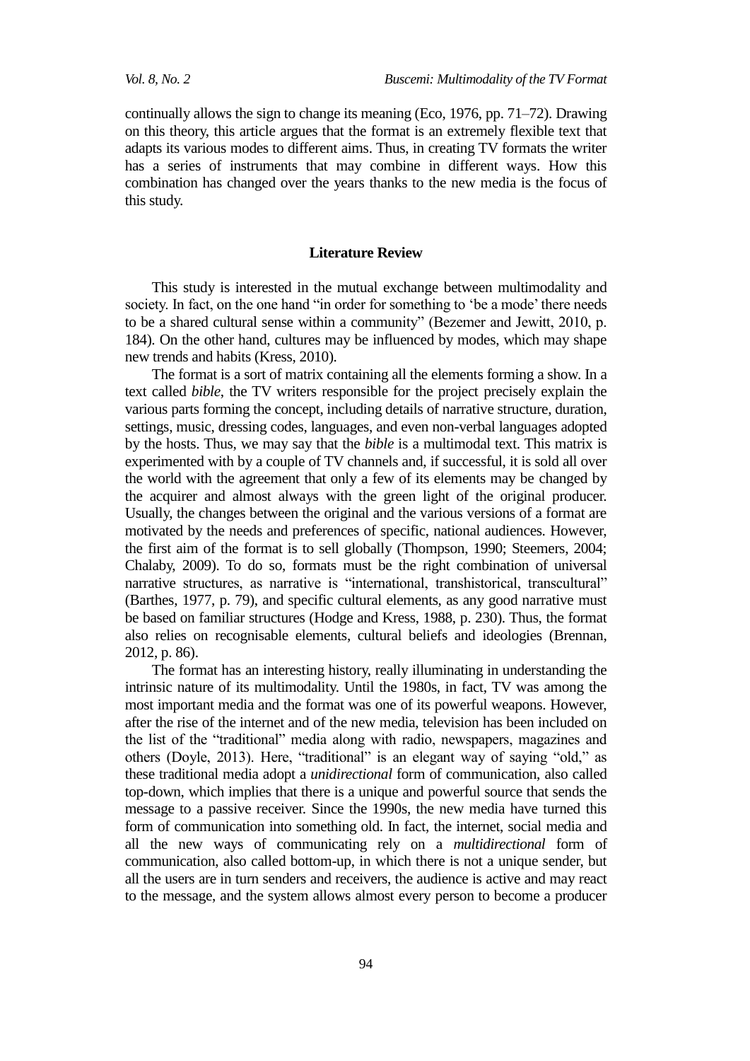continually allows the sign to change its meaning (Eco, 1976, pp. 71–72). Drawing on this theory, this article argues that the format is an extremely flexible text that adapts its various modes to different aims. Thus, in creating TV formats the writer has a series of instruments that may combine in different ways. How this combination has changed over the years thanks to the new media is the focus of this study.

## Literature Review

This study is interested in the mutual exchange between multimodality and society. In fact, on the one hand "in order for something to 'be a mode' there needs to be a shared cultural sense within a community" (Bezemer and Jewitt, 2010, p. 184). On the other hand, cultures may be influenced by modes, which may shape new trends and habits (Kress, 2010).

The format is a sort of matrix containing all the elements forming a show. In a text called *bible*, the TV writers responsible for the project precisely explain the various parts forming the concept, including details of narrative structure, duration, settings, music, dressing codes, languages, and even non-verbal languages adopted by the hosts. Thus, we may say that the *bible* is a multimodal text. This matrix is experimented with by a couple of TV channels and, if successful, it is sold all over the world with the agreement that only a few of its elements may be changed by the acquirer and almost always with the green light of the original producer. Usually, the changes between the original and the various versions of a format are motivated by the needs and preferences of specific, national audiences. However, the first aim of the format is to sell globally (Thompson, 1990; Steemers, 2004; Chalaby, 2009). To do so, formats must be the right combination of universal narrative structures, as narrative is "international, transhistorical, transcultural" (Barthes, 1977, p. 79), and specific cultural elements, as any good narrative must be based on familiar structures (Hodge and Kress, 1988, p. 230). Thus, the format also relies on recognisable elements, cultural beliefs and ideologies (Brennan, 2012, p. 86).

The format has an interesting history, really illuminating in understanding the intrinsic nature of its multimodality. Until the 1980s, in fact, TV was among the most important media and the format was one of its powerful weapons. However, after the rise of the internet and of the new media, television has been included on the list of the "traditional" media along with radio, newspapers, magazines and others (Doyle, 2013). Here, "traditional" is an elegant way of saying "old," as these traditional media adopt a *unidirectional* form of communication, also called top-down, which implies that there is a unique and powerful source that sends the message to a passive receiver. Since the 1990s, the new media have turned this form of communication into something old. In fact, the internet, social media and all the new ways of communicating rely on a *multidirectional* form of communication, also called bottom-up, in which there is not a unique sender, but all the users are in turn senders and receivers, the audience is active and may react to the message, and the system allows almost every person to become a producer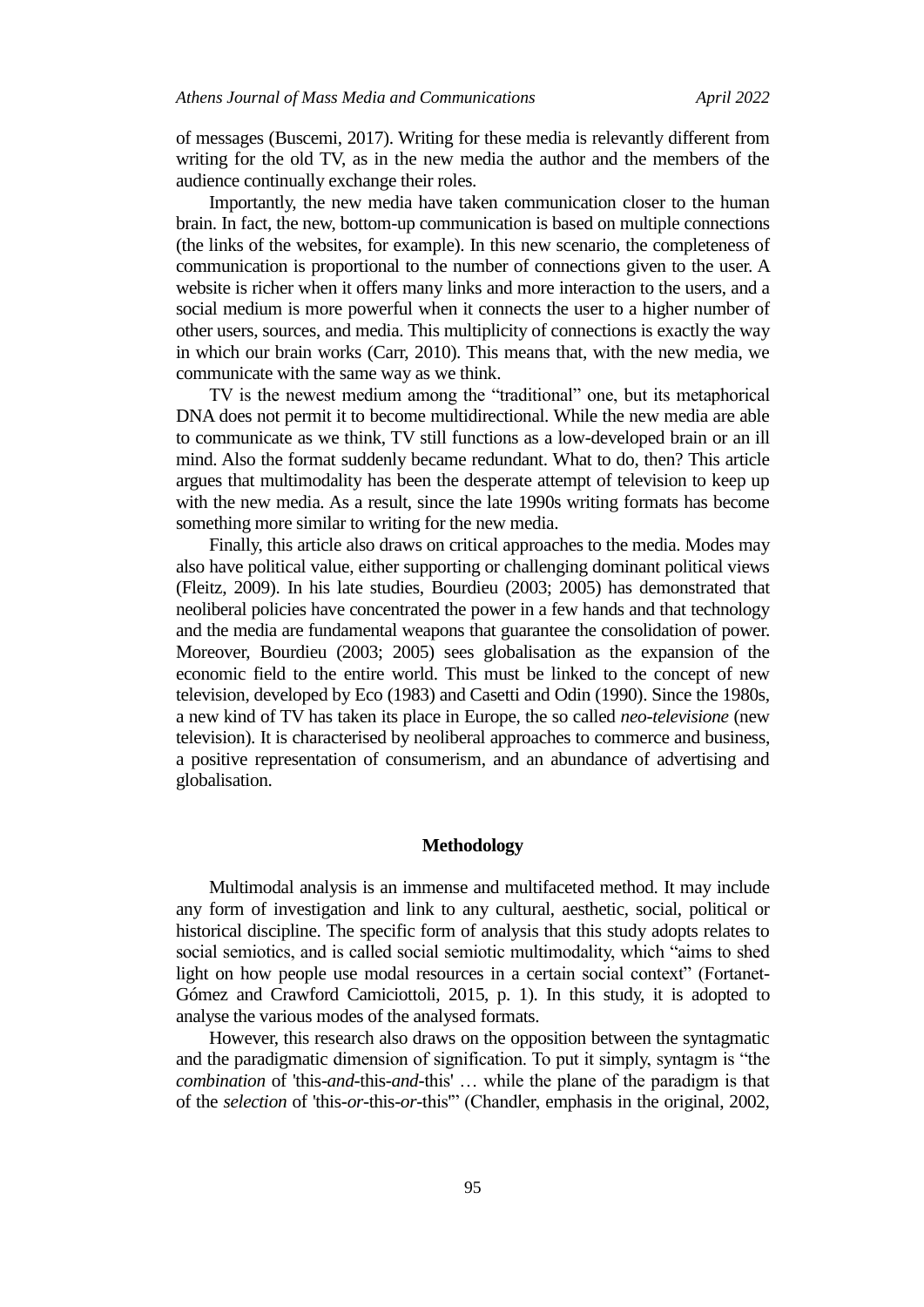of messages (Buscemi, 2017). Writing for these media is relevantly different from writing for the old TV, as in the new media the author and the members of the audience continually exchange their roles.

Importantly, the new media have taken communication closer to the human brain. In fact, the new, bottom-up communication is based on multiple connections (the links of the websites, for example). In this new scenario, the completeness of communication is proportional to the number of connections given to the user. A website is richer when it offers many links and more interaction to the users, and a social medium is more powerful when it connects the user to a higher number of other users, sources, and media. This multiplicity of connections is exactly the way in which our brain works (Carr, 2010). This means that, with the new media, we communicate with the same way as we think.

TV is the newest medium among the "traditional" one, but its metaphorical DNA does not permit it to become multidirectional. While the new media are able to communicate as we think, TV still functions as a low-developed brain or an ill mind. Also the format suddenly became redundant. What to do, then? This article argues that multimodality has been the desperate attempt of television to keep up with the new media. As a result, since the late 1990s writing formats has become something more similar to writing for the new media.

Finally, this article also draws on critical approaches to the media. Modes may also have political value, either supporting or challenging dominant political views (Fleitz, 2009). In his late studies, Bourdieu (2003; 2005) has demonstrated that neoliberal policies have concentrated the power in a few hands and that technology and the media are fundamental weapons that guarantee the consolidation of power. Moreover, Bourdieu (2003; 2005) sees globalisation as the expansion of the economic field to the entire world. This must be linked to the concept of new television, developed by Eco (1983) and Casetti and Odin (1990). Since the 1980s, a new kind of TV has taken its place in Europe, the so called *neo-televisione* (new television). It is characterised by neoliberal approaches to commerce and business, a positive representation of consumerism, and an abundance of advertising and globalisation.

## Methodology

Multimodal analysis is an immense and multifaceted method. It may include any form of investigation and link to any cultural, aesthetic, social, political or historical discipline. The specific form of analysis that this study adopts relates to social semiotics, and is called social semiotic multimodality, which "aims to shed light on how people use modal resources in a certain social context" (Fortanet-Gómez and Crawford Camiciottoli, 2015, p. 1). In this study, it is adopted to analyse the various modes of the analysed formats.

However, this research also draws on the opposition between the syntagmatic and the paradigmatic dimension of signification. To put it simply, syntagm is "the *combination* of 'this-*and*-this-*and*-this' … while the plane of the paradigm is that of the *selection* of 'this-*or*-this-*or*-this'" (Chandler, emphasis in the original, 2002,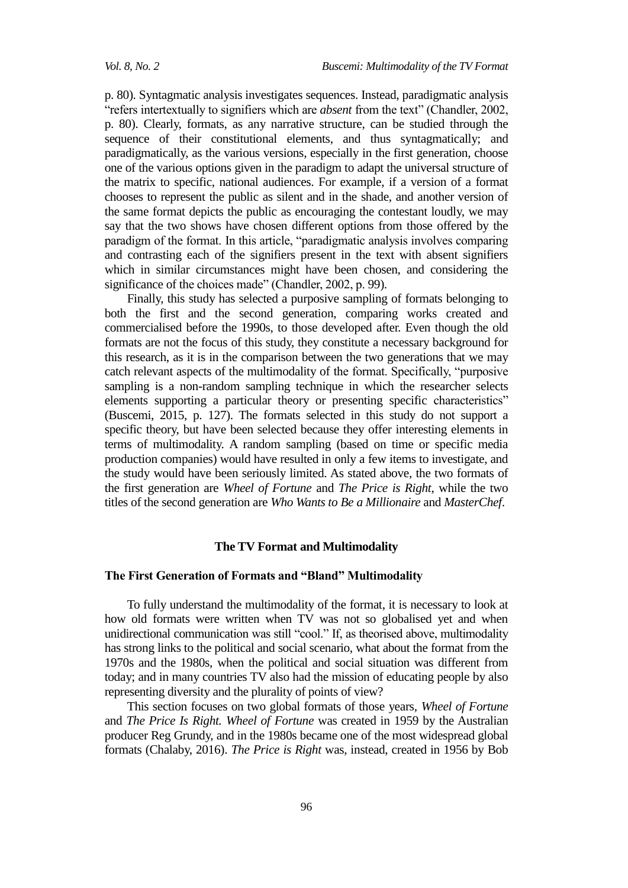p. 80). Syntagmatic analysis investigates sequences. Instead, paradigmatic analysis "refers intertextually to signifiers which are *absent* from the text" (Chandler, 2002, p. 80). Clearly, formats, as any narrative structure, can be studied through the sequence of their constitutional elements, and thus syntagmatically; and paradigmatically, as the various versions, especially in the first generation, choose one of the various options given in the paradigm to adapt the universal structure of the matrix to specific, national audiences. For example, if a version of a format chooses to represent the public as silent and in the shade, and another version of the same format depicts the public as encouraging the contestant loudly, we may say that the two shows have chosen different options from those offered by the paradigm of the format. In this article, "paradigmatic analysis involves comparing and contrasting each of the signifiers present in the text with absent signifiers which in similar circumstances might have been chosen, and considering the significance of the choices made" (Chandler, 2002, p. 99).

Finally, this study has selected a purposive sampling of formats belonging to both the first and the second generation, comparing works created and commercialised before the 1990s, to those developed after. Even though the old formats are not the focus of this study, they constitute a necessary background for this research, as it is in the comparison between the two generations that we may catch relevant aspects of the multimodality of the format. Specifically, "purposive sampling is a non-random sampling technique in which the researcher selects elements supporting a particular theory or presenting specific characteristics" (Buscemi, 2015, p. 127). The formats selected in this study do not support a specific theory, but have been selected because they offer interesting elements in terms of multimodality. A random sampling (based on time or specific media production companies) would have resulted in only a few items to investigate, and the study would have been seriously limited. As stated above, the two formats of the first generation are *Wheel of Fortune* and *The Price is Right*, while the two titles of the second generation are *Who Wants to Be a Millionaire* and *MasterChef*.

## The TV Format and Multimodality

### The First Generation of Formats and "Bland" Multimodality

To fully understand the multimodality of the format, it is necessary to look at how old formats were written when TV was not so globalised yet and when unidirectional communication was still "cool." If, as theorised above, multimodality has strong links to the political and social scenario, what about the format from the 1970s and the 1980s, when the political and social situation was different from today; and in many countries TV also had the mission of educating people by also representing diversity and the plurality of points of view?

This section focuses on two global formats of those years, *Wheel of Fortune* and *The Price Is Right*. *Wheel of Fortune* was created in 1959 by the Australian producer Reg Grundy, and in the 1980s became one of the most widespread global formats (Chalaby, 2016). *The Price is Right* was, instead, created in 1956 by Bob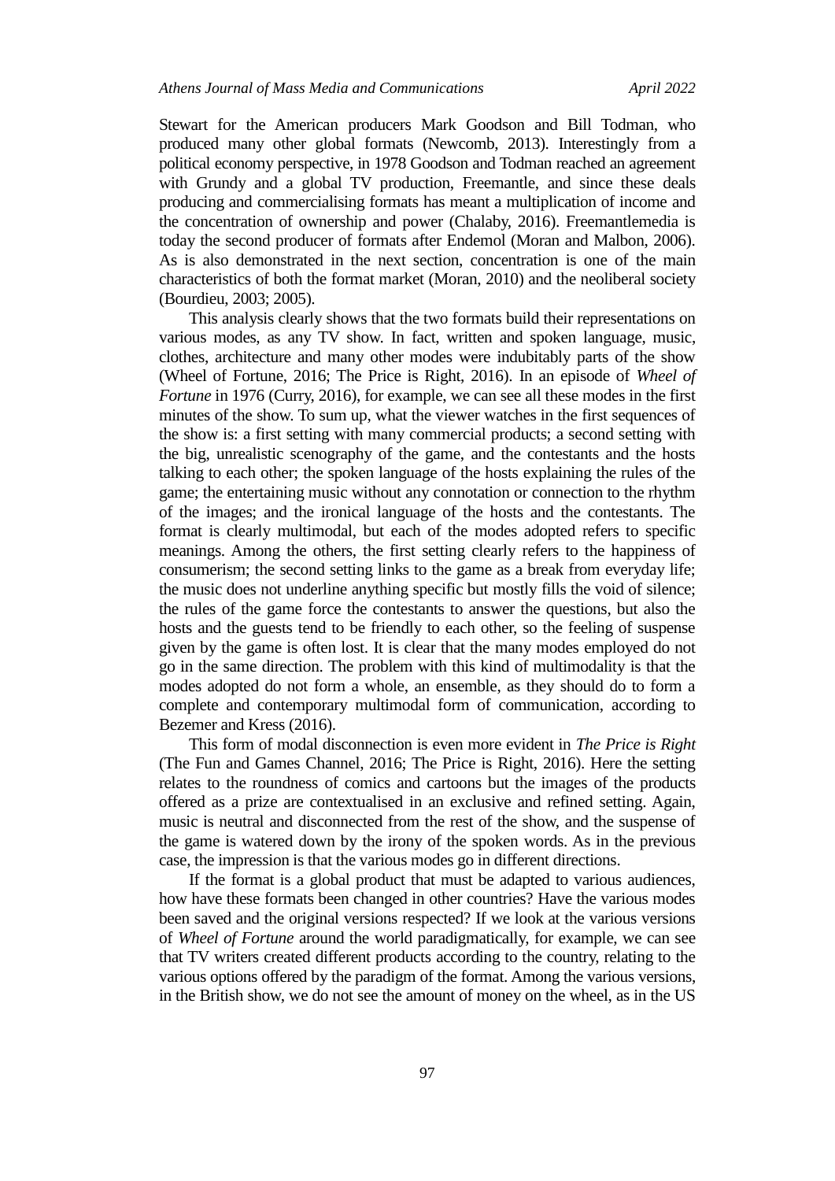Stewart for the American producers Mark Goodson and Bill Todman, who produced many other global formats (Newcomb, 2013). Interestingly from a political economy perspective, in 1978 Goodson and Todman reached an agreement with Grundy and a global TV production, Freemantle, and since these deals producing and commercialising formats has meant a multiplication of income and the concentration of ownership and power (Chalaby, 2016). Freemantlemedia is today the second producer of formats after Endemol (Moran and Malbon, 2006). As is also demonstrated in the next section, concentration is one of the main characteristics of both the format market (Moran, 2010) and the neoliberal society (Bourdieu, 2003; 2005).

This analysis clearly shows that the two formats build their representations on various modes, as any TV show. In fact, written and spoken language, music, clothes, architecture and many other modes were indubitably parts of the show (Wheel of Fortune, 2016; The Price is Right, 2016). In an episode of *Wheel of Fortune* in 1976 (Curry, 2016), for example, we can see all these modes in the first minutes of the show. To sum up, what the viewer watches in the first sequences of the show is: a first setting with many commercial products; a second setting with the big, unrealistic scenography of the game, and the contestants and the hosts talking to each other; the spoken language of the hosts explaining the rules of the game; the entertaining music without any connotation or connection to the rhythm of the images; and the ironical language of the hosts and the contestants. The format is clearly multimodal, but each of the modes adopted refers to specific meanings. Among the others, the first setting clearly refers to the happiness of consumerism; the second setting links to the game as a break from everyday life; the music does not underline anything specific but mostly fills the void of silence; the rules of the game force the contestants to answer the questions, but also the hosts and the guests tend to be friendly to each other, so the feeling of suspense given by the game is often lost. It is clear that the many modes employed do not go in the same direction. The problem with this kind of multimodality is that the modes adopted do not form a whole, an ensemble, as they should do to form a complete and contemporary multimodal form of communication, according to Bezemer and Kress (2016).

This form of modal disconnection is even more evident in *The Price is Right* (The Fun and Games Channel, 2016; The Price is Right, 2016). Here the setting relates to the roundness of comics and cartoons but the images of the products offered as a prize are contextualised in an exclusive and refined setting. Again, music is neutral and disconnected from the rest of the show, and the suspense of the game is watered down by the irony of the spoken words. As in the previous case, the impression is that the various modes go in different directions.

If the format is a global product that must be adapted to various audiences, how have these formats been changed in other countries? Have the various modes been saved and the original versions respected? If we look at the various versions of *Wheel of Fortune* around the world paradigmatically, for example, we can see that TV writers created different products according to the country, relating to the various options offered by the paradigm of the format. Among the various versions, in the British show, we do not see the amount of money on the wheel, as in the US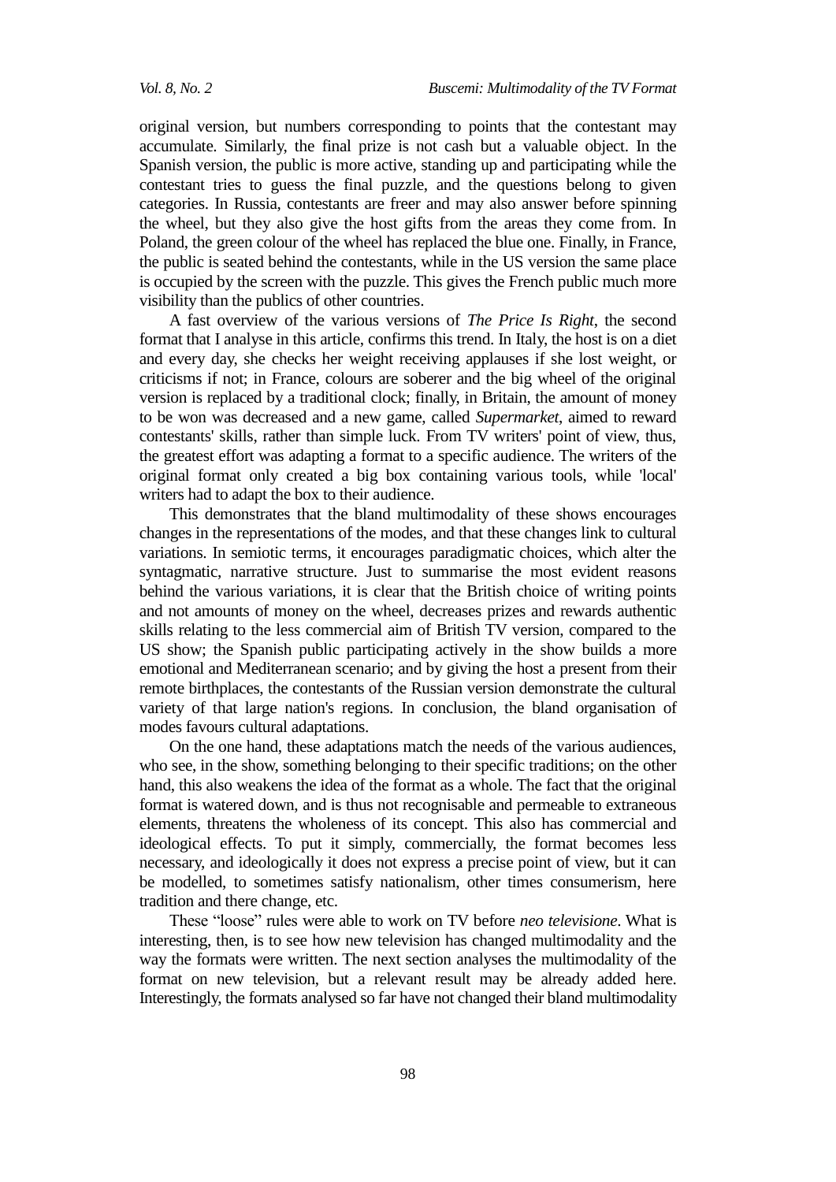original version, but numbers corresponding to points that the contestant may accumulate. Similarly, the final prize is not cash but a valuable object. In the Spanish version, the public is more active, standing up and participating while the contestant tries to guess the final puzzle, and the questions belong to given categories. In Russia, contestants are freer and may also answer before spinning the wheel, but they also give the host gifts from the areas they come from. In Poland, the green colour of the wheel has replaced the blue one. Finally, in France, the public is seated behind the contestants, while in the US version the same place is occupied by the screen with the puzzle. This gives the French public much more visibility than the publics of other countries.

A fast overview of the various versions of *The Price Is Right*, the second format that I analyse in this article, confirms this trend. In Italy, the host is on a diet and every day, she checks her weight receiving applauses if she lost weight, or criticisms if not; in France, colours are soberer and the big wheel of the original version is replaced by a traditional clock; finally, in Britain, the amount of money to be won was decreased and a new game, called *Supermarket*, aimed to reward contestants' skills, rather than simple luck. From TV writers' point of view, thus, the greatest effort was adapting a format to a specific audience. The writers of the original format only created a big box containing various tools, while 'local' writers had to adapt the box to their audience.

This demonstrates that the bland multimodality of these shows encourages changes in the representations of the modes, and that these changes link to cultural variations. In semiotic terms, it encourages paradigmatic choices, which alter the syntagmatic, narrative structure. Just to summarise the most evident reasons behind the various variations, it is clear that the British choice of writing points and not amounts of money on the wheel, decreases prizes and rewards authentic skills relating to the less commercial aim of British TV version, compared to the US show; the Spanish public participating actively in the show builds a more emotional and Mediterranean scenario; and by giving the host a present from their remote birthplaces, the contestants of the Russian version demonstrate the cultural variety of that large nation's regions. In conclusion, the bland organisation of modes favours cultural adaptations.

On the one hand, these adaptations match the needs of the various audiences, who see, in the show, something belonging to their specific traditions; on the other hand, this also weakens the idea of the format as a whole. The fact that the original format is watered down, and is thus not recognisable and permeable to extraneous elements, threatens the wholeness of its concept. This also has commercial and ideological effects. To put it simply, commercially, the format becomes less necessary, and ideologically it does not express a precise point of view, but it can be modelled, to sometimes satisfy nationalism, other times consumerism, here tradition and there change, etc.

These "loose" rules were able to work on TV before *neo televisione*. What is interesting, then, is to see how new television has changed multimodality and the way the formats were written. The next section analyses the multimodality of the format on new television, but a relevant result may be already added here. Interestingly, the formats analysed so far have not changed their bland multimodality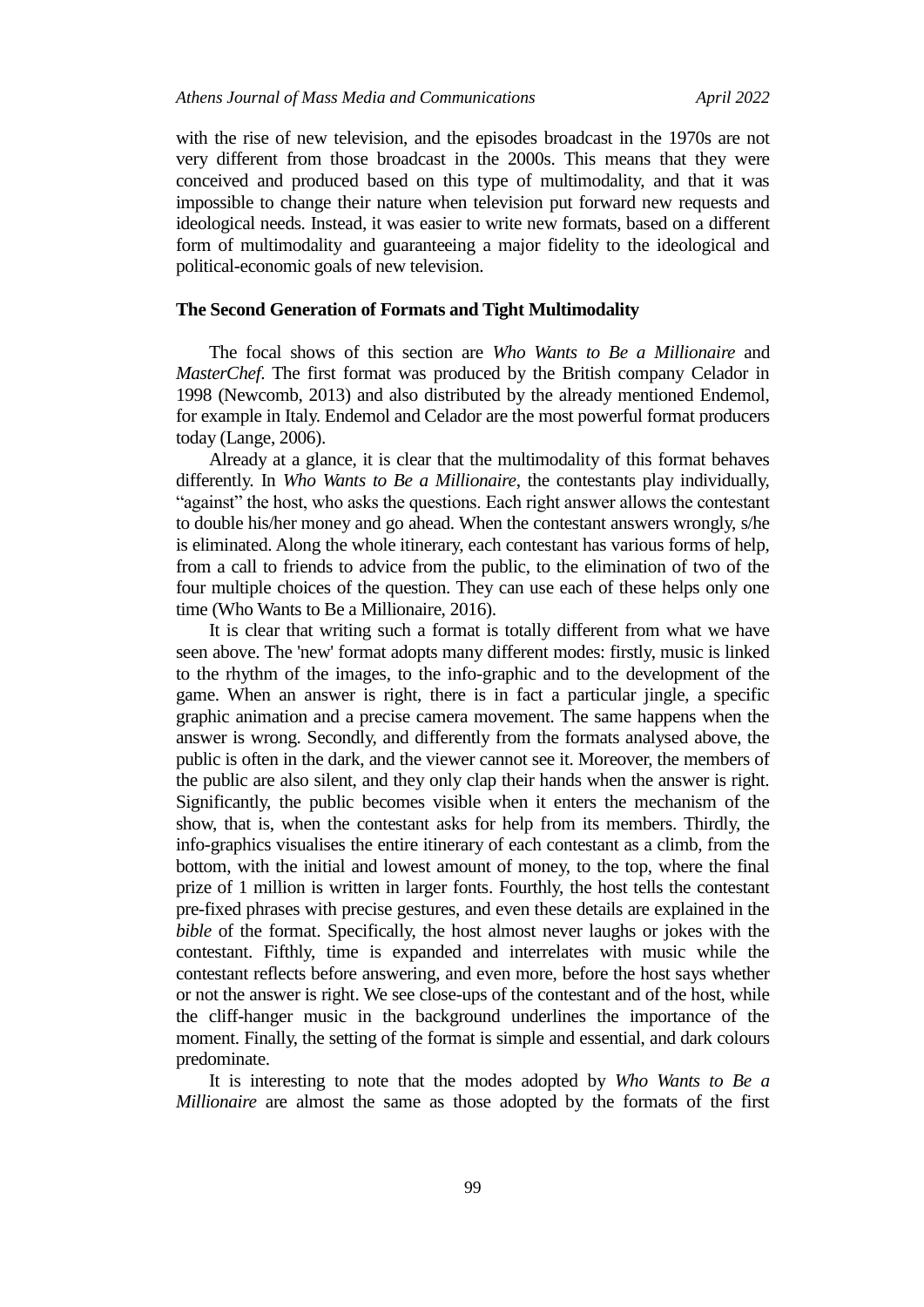with the rise of new television, and the episodes broadcast in the 1970s are not very different from those broadcast in the 2000s. This means that they were conceived and produced based on this type of multimodality, and that it was impossible to change their nature when television put forward new requests and ideological needs. Instead, it was easier to write new formats, based on a different form of multimodality and guaranteeing a major fidelity to the ideological and political-economic goals of new television.

## The Second Generation of Formats and Tight Multimodality

The focal shows of this section are *Who Wants to Be a Millionaire* and *MasterChef*. The first format was produced by the British company Celador in 1998 (Newcomb, 2013) and also distributed by the already mentioned Endemol, for example in Italy. Endemol and Celador are the most powerful format producers today (Lange, 2006).

Already at a glance, it is clear that the multimodality of this format behaves differently. In *Who Wants to Be a Millionaire*, the contestants play individually, "against" the host, who asks the questions. Each right answer allows the contestant to double his/her money and go ahead. When the contestant answers wrongly, s/he is eliminated. Along the whole itinerary, each contestant has various forms of help, from a call to friends to advice from the public, to the elimination of two of the four multiple choices of the question. They can use each of these helps only one time (Who Wants to Be a Millionaire, 2016).

It is clear that writing such a format is totally different from what we have seen above. The 'new' format adopts many different modes: firstly, music is linked to the rhythm of the images, to the info-graphic and to the development of the game. When an answer is right, there is in fact a particular jingle, a specific graphic animation and a precise camera movement. The same happens when the answer is wrong. Secondly, and differently from the formats analysed above, the public is often in the dark, and the viewer cannot see it. Moreover, the members of the public are also silent, and they only clap their hands when the answer is right. Significantly, the public becomes visible when it enters the mechanism of the show, that is, when the contestant asks for help from its members. Thirdly, the info-graphics visualises the entire itinerary of each contestant as a climb, from the bottom, with the initial and lowest amount of money, to the top, where the final prize of 1 million is written in larger fonts. Fourthly, the host tells the contestant pre-fixed phrases with precise gestures, and even these details are explained in the *bible* of the format. Specifically, the host almost never laughs or jokes with the contestant. Fifthly, time is expanded and interrelates with music while the contestant reflects before answering, and even more, before the host says whether or not the answer is right. We see close-ups of the contestant and of the host, while the cliff-hanger music in the background underlines the importance of the moment. Finally, the setting of the format is simple and essential, and dark colours predominate.

It is interesting to note that the modes adopted by *Who Wants to Be a Millionaire* are almost the same as those adopted by the formats of the first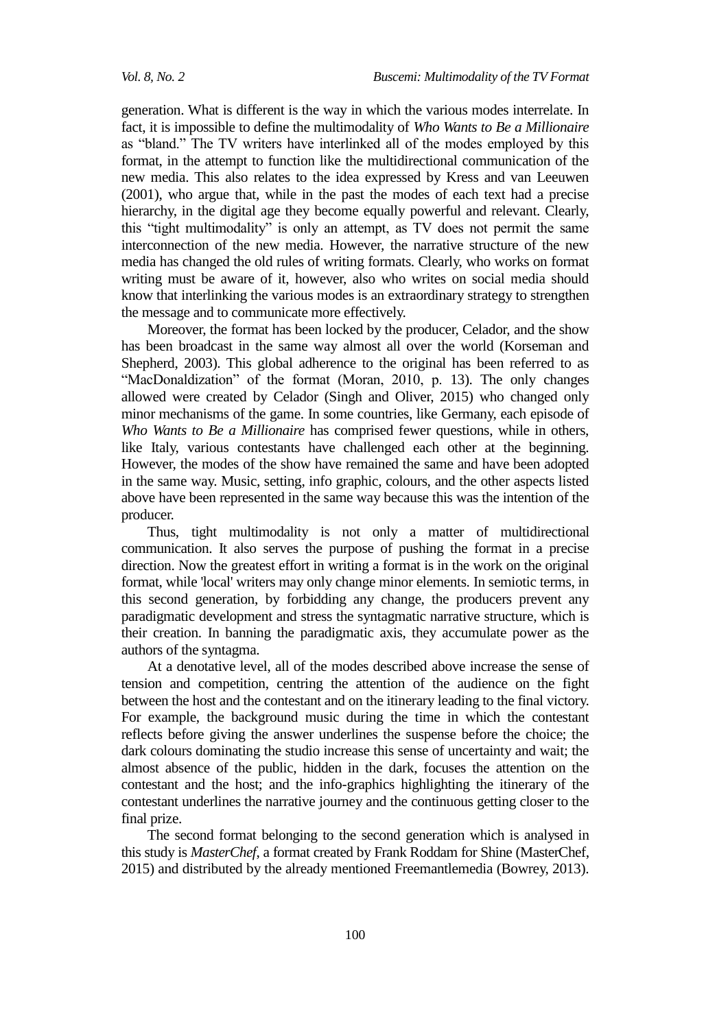generation. What is different is the way in which the various modes interrelate. In fact, it is impossible to define the multimodality of *Who Wants to Be a Millionaire* as "bland." The TV writers have interlinked all of the modes employed by this format, in the attempt to function like the multidirectional communication of the new media. This also relates to the idea expressed by Kress and van Leeuwen (2001), who argue that, while in the past the modes of each text had a precise hierarchy, in the digital age they become equally powerful and relevant. Clearly, this "tight multimodality" is only an attempt, as TV does not permit the same interconnection of the new media. However, the narrative structure of the new media has changed the old rules of writing formats. Clearly, who works on format writing must be aware of it, however, also who writes on social media should know that interlinking the various modes is an extraordinary strategy to strengthen the message and to communicate more effectively.

Moreover, the format has been locked by the producer, Celador, and the show has been broadcast in the same way almost all over the world (Korseman and Shepherd, 2003). This global adherence to the original has been referred to as "MacDonaldization" of the format (Moran, 2010, p. 13). The only changes allowed were created by Celador (Singh and Oliver, 2015) who changed only minor mechanisms of the game. In some countries, like Germany, each episode of *Who Wants to Be a Millionaire* has comprised fewer questions, while in others, like Italy, various contestants have challenged each other at the beginning. However, the modes of the show have remained the same and have been adopted in the same way. Music, setting, info graphic, colours, and the other aspects listed above have been represented in the same way because this was the intention of the producer.

Thus, tight multimodality is not only a matter of multidirectional communication. It also serves the purpose of pushing the format in a precise direction. Now the greatest effort in writing a format is in the work on the original format, while 'local' writers may only change minor elements. In semiotic terms, in this second generation, by forbidding any change, the producers prevent any paradigmatic development and stress the syntagmatic narrative structure, which is their creation. In banning the paradigmatic axis, they accumulate power as the authors of the syntagma.

At a denotative level, all of the modes described above increase the sense of tension and competition, centring the attention of the audience on the fight between the host and the contestant and on the itinerary leading to the final victory. For example, the background music during the time in which the contestant reflects before giving the answer underlines the suspense before the choice; the dark colours dominating the studio increase this sense of uncertainty and wait; the almost absence of the public, hidden in the dark, focuses the attention on the contestant and the host; and the info-graphics highlighting the itinerary of the contestant underlines the narrative journey and the continuous getting closer to the final prize.

The second format belonging to the second generation which is analysed in this study is *MasterChef*, a format created by Frank Roddam for Shine (MasterChef, 2015) and distributed by the already mentioned Freemantlemedia (Bowrey, 2013).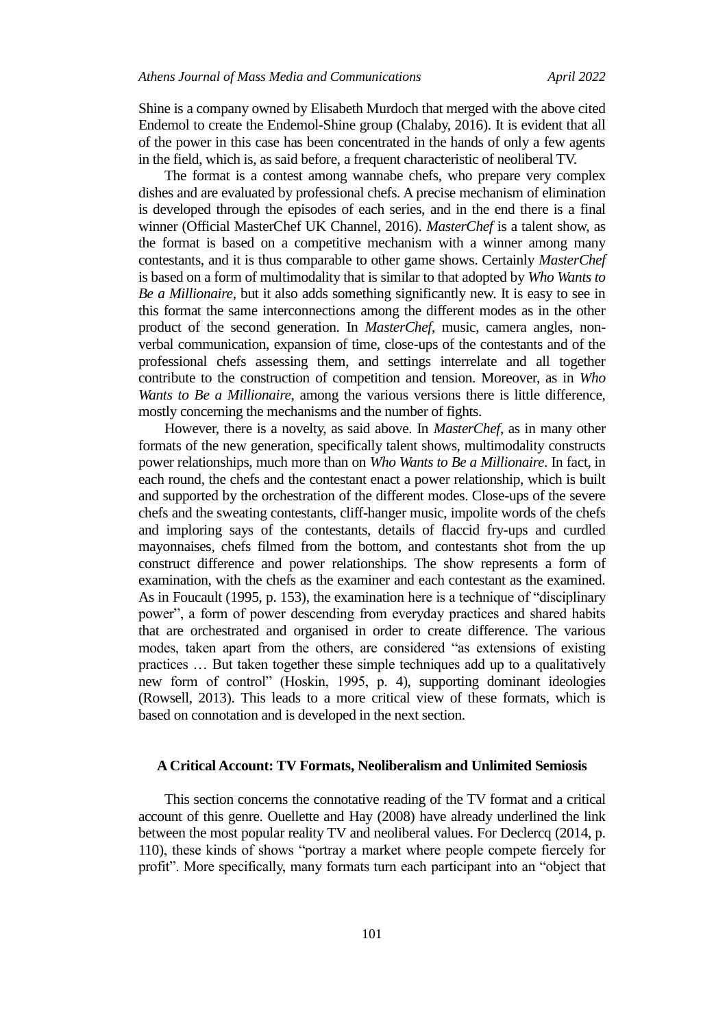Shine is a company owned by Elisabeth Murdoch that merged with the above cited Endemol to create the Endemol-Shine group (Chalaby, 2016). It is evident that all of the power in this case has been concentrated in the hands of only a few agents in the field, which is, as said before, a frequent characteristic of neoliberal TV.

The format is a contest among wannabe chefs, who prepare very complex dishes and are evaluated by professional chefs. A precise mechanism of elimination is developed through the episodes of each series, and in the end there is a final winner (Official MasterChef UK Channel, 2016). *MasterChef* is a talent show, as the format is based on a competitive mechanism with a winner among many contestants, and it is thus comparable to other game shows. Certainly *MasterChef* is based on a form of multimodality that is similar to that adopted by *Who Wants to Be a Millionaire*, but it also adds something significantly new. It is easy to see in this format the same interconnections among the different modes as in the other product of the second generation. In *MasterChef*, music, camera angles, non-verbal communication, expansion of time, close-ups of the contestants and of the professional chefs assessing them, and settings interrelate and all together contribute to the construction of competition and tension. Moreover, as in *Who Wants to Be a Millionaire*, among the various versions there is little difference, mostly concerning the mechanisms and the number of fights.

However, there is a novelty, as said above. In *MasterChef*, as in many other formats of the new generation, specifically talent shows, multimodality constructs power relationships, much more than on *Who Wants to Be a Millionaire*. In fact, in each round, the chefs and the contestant enact a power relationship, which is built and supported by the orchestration of the different modes. Close-ups of the severe chefs and the sweating contestants, cliff-hanger music, impolite words of the chefs and imploring says of the contestants, details of flaccid fry-ups and curdled mayonnaises, chefs filmed from the bottom, and contestants shot from the up construct difference and power relationships. The show represents a form of examination, with the chefs as the examiner and each contestant as the examined. As in Foucault (1995, p. 153), the examination here is a technique of "disciplinary power", a form of power descending from everyday practices and shared habits that are orchestrated and organised in order to create difference. The various modes, taken apart from the others, are considered "as extensions of existing practices … But taken together these simple techniques add up to a qualitatively new form of control" (Hoskin, 1995, p. 4), supporting dominant ideologies (Rowsell, 2013). This leads to a more critical view of these formats, which is based on connotation and is developed in the next section.

## A Critical Account: TV Formats, Neoliberalism and Unlimited Semiosis

This section concerns the connotative reading of the TV format and a critical account of this genre. Ouellette and Hay (2008) have already underlined the link between the most popular reality TV and neoliberal values. For Declercq (2014, p. 110), these kinds of shows "portray a market where people compete fiercely for profit". More specifically, many formats turn each participant into an "object that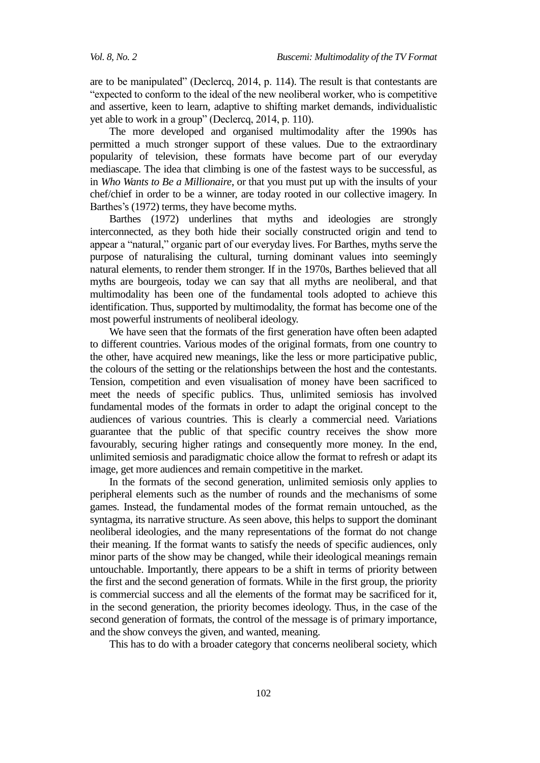are to be manipulated" (Declercq, 2014, p. 114). The result is that contestants are "expected to conform to the ideal of the new neoliberal worker, who is competitive and assertive, keen to learn, adaptive to shifting market demands, individualistic yet able to work in a group" (Declercq, 2014, p. 110).

The more developed and organised multimodality after the 1990s has permitted a much stronger support of these values. Due to the extraordinary popularity of television, these formats have become part of our everyday mediascape. The idea that climbing is one of the fastest ways to be successful, as in *Who Wants to Be a Millionaire*, or that you must put up with the insults of your chef/chief in order to be a winner, are today rooted in our collective imagery. In Barthes's (1972) terms, they have become myths.

Barthes (1972) underlines that myths and ideologies are strongly interconnected, as they both hide their socially constructed origin and tend to appear a "natural," organic part of our everyday lives. For Barthes, myths serve the purpose of naturalising the cultural, turning dominant values into seemingly natural elements, to render them stronger. If in the 1970s, Barthes believed that all myths are bourgeois, today we can say that all myths are neoliberal, and that multimodality has been one of the fundamental tools adopted to achieve this identification. Thus, supported by multimodality, the format has become one of the most powerful instruments of neoliberal ideology.

We have seen that the formats of the first generation have often been adapted to different countries. Various modes of the original formats, from one country to the other, have acquired new meanings, like the less or more participative public, the colours of the setting or the relationships between the host and the contestants. Tension, competition and even visualisation of money have been sacrificed to meet the needs of specific publics. Thus, unlimited semiosis has involved fundamental modes of the formats in order to adapt the original concept to the audiences of various countries. This is clearly a commercial need. Variations guarantee that the public of that specific country receives the show more favourably, securing higher ratings and consequently more money. In the end, unlimited semiosis and paradigmatic choice allow the format to refresh or adapt its image, get more audiences and remain competitive in the market.

In the formats of the second generation, unlimited semiosis only applies to peripheral elements such as the number of rounds and the mechanisms of some games. Instead, the fundamental modes of the format remain untouched, as the syntagma, its narrative structure. As seen above, this helps to support the dominant neoliberal ideologies, and the many representations of the format do not change their meaning. If the format wants to satisfy the needs of specific audiences, only minor parts of the show may be changed, while their ideological meanings remain untouchable. Importantly, there appears to be a shift in terms of priority between the first and the second generation of formats. While in the first group, the priority is commercial success and all the elements of the format may be sacrificed for it, in the second generation, the priority becomes ideology. Thus, in the case of the second generation of formats, the control of the message is of primary importance, and the show conveys the given, and wanted, meaning.

This has to do with a broader category that concerns neoliberal society, which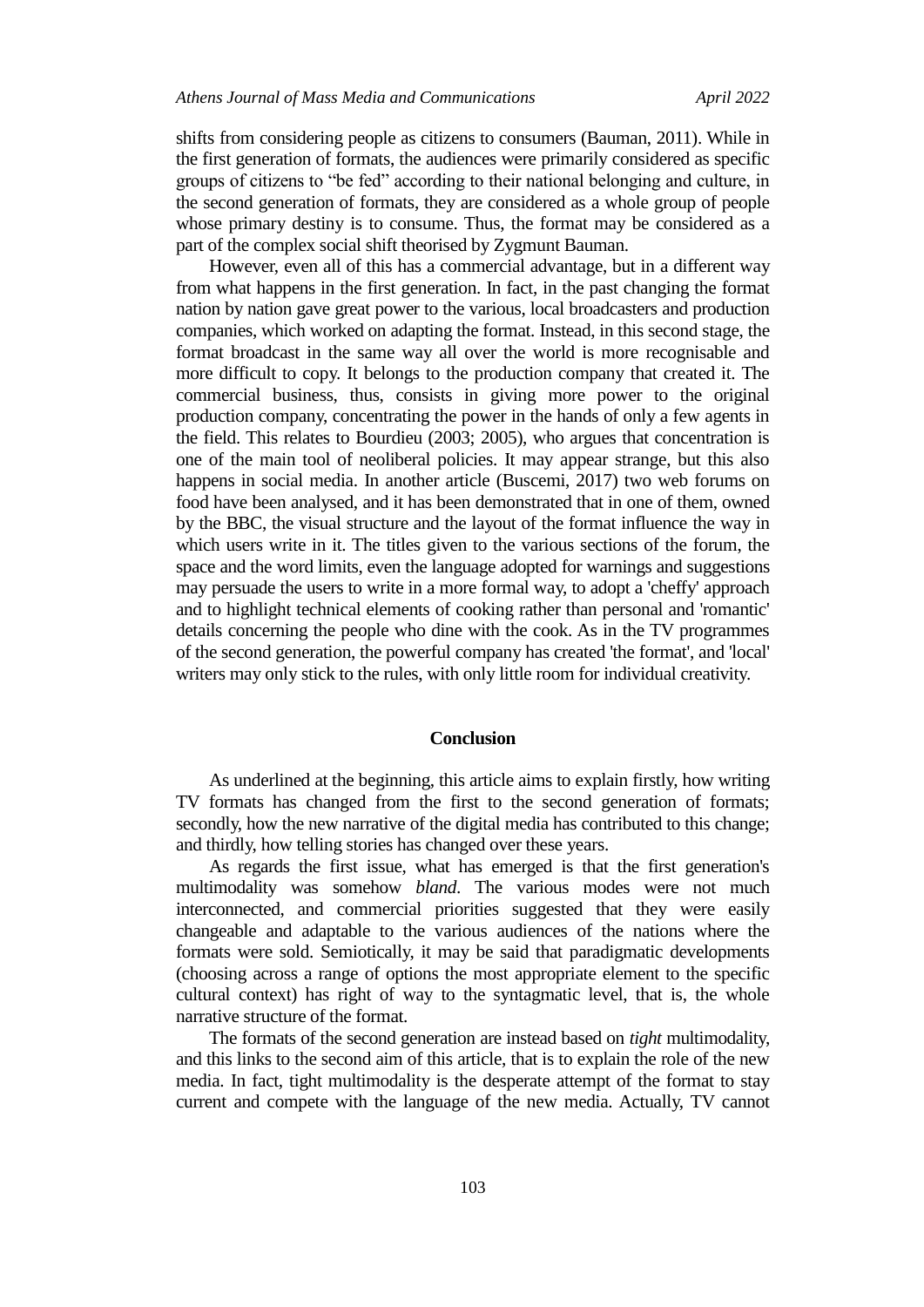shifts from considering people as citizens to consumers (Bauman, 2011). While in the first generation of formats, the audiences were primarily considered as specific groups of citizens to "be fed" according to their national belonging and culture, in the second generation of formats, they are considered as a whole group of people whose primary destiny is to consume. Thus, the format may be considered as a part of the complex social shift theorised by Zygmunt Bauman.

However, even all of this has a commercial advantage, but in a different way from what happens in the first generation. In fact, in the past changing the format nation by nation gave great power to the various, local broadcasters and production companies, which worked on adapting the format. Instead, in this second stage, the format broadcast in the same way all over the world is more recognisable and more difficult to copy. It belongs to the production company that created it. The commercial business, thus, consists in giving more power to the original production company, concentrating the power in the hands of only a few agents in the field. This relates to Bourdieu (2003; 2005), who argues that concentration is one of the main tool of neoliberal policies. It may appear strange, but this also happens in social media. In another article (Buscemi, 2017) two web forums on food have been analysed, and it has been demonstrated that in one of them, owned by the BBC, the visual structure and the layout of the format influence the way in which users write in it. The titles given to the various sections of the forum, the space and the word limits, even the language adopted for warnings and suggestions may persuade the users to write in a more formal way, to adopt a 'cheffy' approach and to highlight technical elements of cooking rather than personal and 'romantic' details concerning the people who dine with the cook. As in the TV programmes of the second generation, the powerful company has created 'the format', and 'local' writers may only stick to the rules, with only little room for individual creativity.

## Conclusion

As underlined at the beginning, this article aims to explain firstly, how writing TV formats has changed from the first to the second generation of formats; secondly, how the new narrative of the digital media has contributed to this change; and thirdly, how telling stories has changed over these years.

As regards the first issue, what has emerged is that the first generation's multimodality was somehow *bland*. The various modes were not much interconnected, and commercial priorities suggested that they were easily changeable and adaptable to the various audiences of the nations where the formats were sold. Semiotically, it may be said that paradigmatic developments (choosing across a range of options the most appropriate element to the specific cultural context) has right of way to the syntagmatic level, that is, the whole narrative structure of the format.

The formats of the second generation are instead based on *tight* multimodality, and this links to the second aim of this article, that is to explain the role of the new media. In fact, tight multimodality is the desperate attempt of the format to stay current and compete with the language of the new media. Actually, TV cannot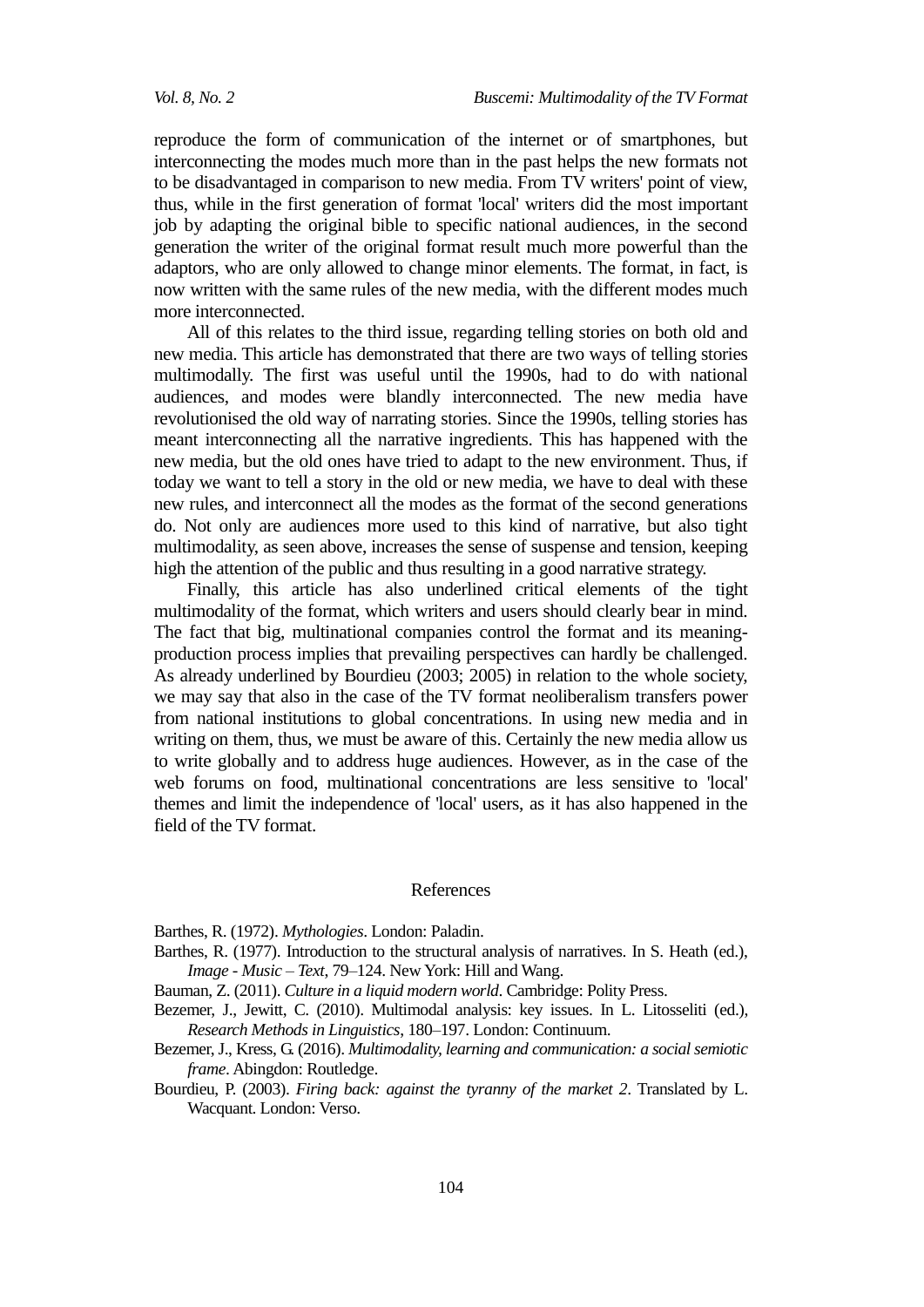reproduce the form of communication of the internet or of smartphones, but interconnecting the modes much more than in the past helps the new formats not to be disadvantaged in comparison to new media. From TV writers' point of view, thus, while in the first generation of format 'local' writers did the most important job by adapting the original bible to specific national audiences, in the second generation the writer of the original format result much more powerful than the adaptors, who are only allowed to change minor elements. The format, in fact, is now written with the same rules of the new media, with the different modes much more interconnected.

All of this relates to the third issue, regarding telling stories on both old and new media. This article has demonstrated that there are two ways of telling stories multimodally. The first was useful until the 1990s, had to do with national audiences, and modes were blandly interconnected. The new media have revolutionised the old way of narrating stories. Since the 1990s, telling stories has meant interconnecting all the narrative ingredients. This has happened with the new media, but the old ones have tried to adapt to the new environment. Thus, if today we want to tell a story in the old or new media, we have to deal with these new rules, and interconnect all the modes as the format of the second generations do. Not only are audiences more used to this kind of narrative, but also tight multimodality, as seen above, increases the sense of suspense and tension, keeping high the attention of the public and thus resulting in a good narrative strategy.

Finally, this article has also underlined critical elements of the tight multimodality of the format, which writers and users should clearly bear in mind. The fact that big, multinational companies control the format and its meaning-production process implies that prevailing perspectives can hardly be challenged. As already underlined by Bourdieu (2003; 2005) in relation to the whole society, we may say that also in the case of the TV format neoliberalism transfers power from national institutions to global concentrations. In using new media and in writing on them, thus, we must be aware of this. Certainly the new media allow us to write globally and to address huge audiences. However, as in the case of the web forums on food, multinational concentrations are less sensitive to 'local' themes and limit the independence of 'local' users, as it has also happened in the field of the TV format.

## References

Barthes, R. (1972). *Mythologies*. London: Paladin.

Barthes, R. (1977). Introduction to the structural analysis of narratives. In S. Heath (ed.), *Image - Music – Text*, 79–124. New York: Hill and Wang.

Bauman, Z. (2011). *Culture in a liquid modern world*. Cambridge: Polity Press.

Bezemer, J., Jewitt, C. (2010). Multimodal analysis: key issues. In L. Litosseliti (ed.), *Research Methods in Linguistics*, 180–197. London: Continuum.

Bezemer, J., Kress, G. (2016). *Multimodality, learning and communication: a social semiotic frame*. Abingdon: Routledge.

Bourdieu, P. (2003). *Firing back: against the tyranny of the market 2*. Translated by L. Wacquant. London: Verso.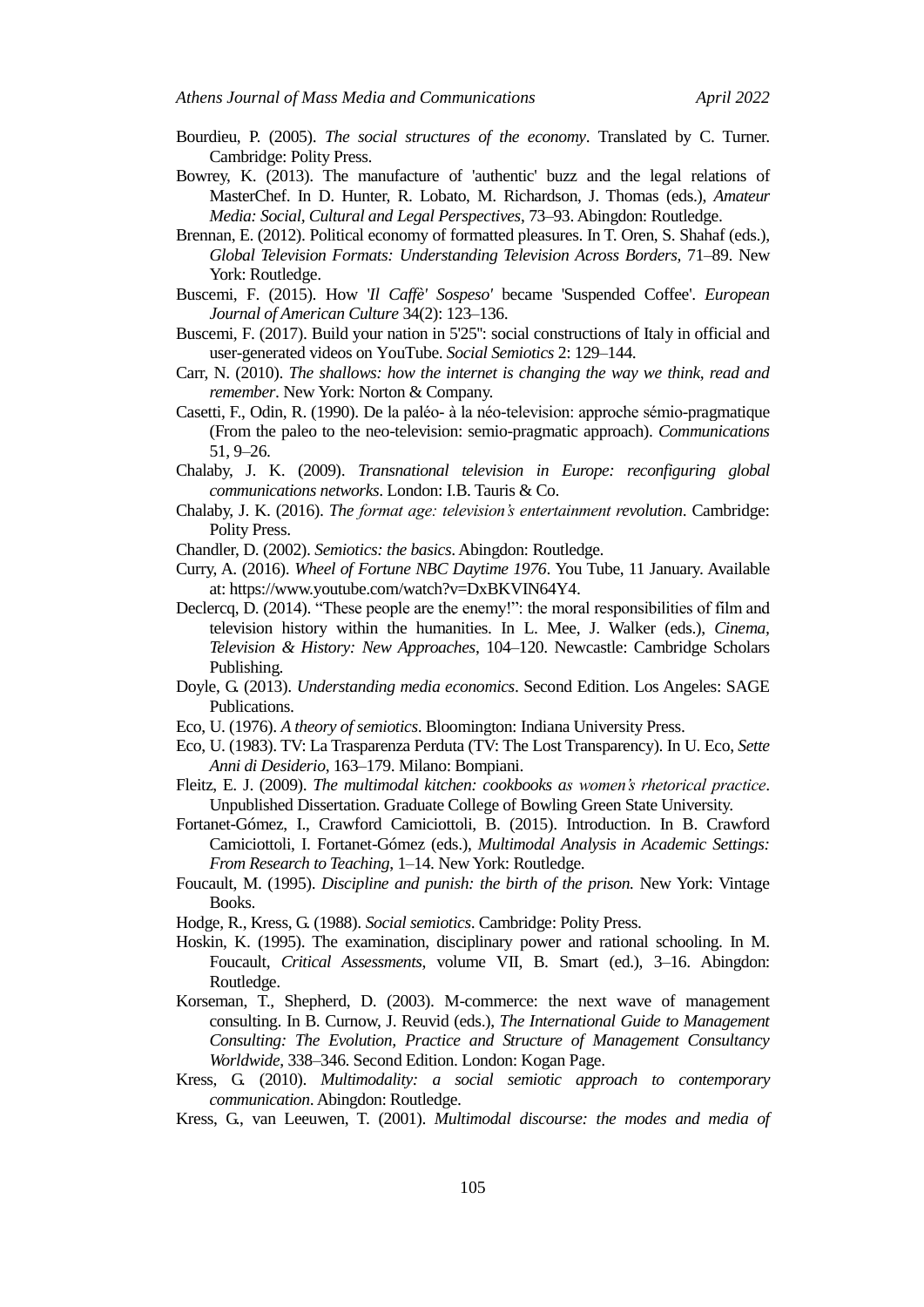Bourdieu, P. (2005). *The social structures of the economy*. Translated by C. Turner. Cambridge: Polity Press.

Bowrey, K. (2013). The manufacture of 'authentic' buzz and the legal relations of MasterChef. In D. Hunter, R. Lobato, M. Richardson, J. Thomas (eds.), *Amateur Media: Social, Cultural and Legal Perspectives*, 73–93. Abingdon: Routledge.

Brennan, E. (2012). Political economy of formatted pleasures. In T. Oren, S. Shahaf (eds.), *Global Television Formats: Understanding Television Across Borders*, 71–89. New York: Routledge.

Buscemi, F. (2015). How '*Il Caffè' Sospeso'* became 'Suspended Coffee'. *European Journal of American Culture* 34(2): 123–136.

Buscemi, F. (2017). Build your nation in 5'25'': social constructions of Italy in official and user-generated videos on YouTube. *Social Semiotics* 2: 129–144.

Carr, N. (2010). *The shallows: how the internet is changing the way we think, read and remember*. New York: Norton & Company.

Casetti, F., Odin, R. (1990). De la paléo- à la néo-television: approche sémio-pragmatique (From the paleo to the neo-television: semio-pragmatic approach). *Communications* 51, 9–26.

Chalaby, J. K. (2009). *Transnational television in Europe: reconfiguring global communications networks*. London: I.B. Tauris & Co.

Chalaby, J. K. (2016). *The format age: television's entertainment revolution*. Cambridge: Polity Press.

Chandler, D. (2002). *Semiotics: the basics*. Abingdon: Routledge.

Curry, A. (2016). *Wheel of Fortune NBC Daytime 1976*. You Tube, 11 January. Available at: https://www.youtube.com/watch?v=DxBKVIN64Y4.

Declercq, D. (2014). "These people are the enemy!": the moral responsibilities of film and television history within the humanities. In L. Mee, J. Walker (eds.), *Cinema, Television & History: New Approaches*, 104–120. Newcastle: Cambridge Scholars Publishing.

Doyle, G. (2013). *Understanding media economics*. Second Edition. Los Angeles: SAGE Publications.

Eco, U. (1976). *A theory of semiotics*. Bloomington: Indiana University Press.

Eco, U. (1983). TV: La Trasparenza Perduta (TV: The Lost Transparency). In U. Eco, *Sette Anni di Desiderio*, 163–179. Milano: Bompiani.

Fleitz, E. J. (2009). *The multimodal kitchen: cookbooks as women's rhetorical practice*. Unpublished Dissertation. Graduate College of Bowling Green State University.

Fortanet-Gómez, I., Crawford Camiciottoli, B. (2015). Introduction. In B. Crawford Camiciottoli, I. Fortanet-Gómez (eds.), *Multimodal Analysis in Academic Settings: From Research to Teaching*, 1–14. New York: Routledge.

Foucault, M. (1995). *Discipline and punish: the birth of the prison*. New York: Vintage Books.

Hodge, R., Kress, G. (1988). *Social semiotics*. Cambridge: Polity Press.

Hoskin, K. (1995). The examination, disciplinary power and rational schooling. In M. Foucault, *Critical Assessments*, volume VII, B. Smart (ed.), 3–16. Abingdon: Routledge.

Korseman, T., Shepherd, D. (2003). M-commerce: the next wave of management consulting. In B. Curnow, J. Reuvid (eds.), *The International Guide to Management Consulting: The Evolution, Practice and Structure of Management Consultancy Worldwide*, 338–346. Second Edition. London: Kogan Page.

Kress, G. (2010). *Multimodality: a social semiotic approach to contemporary communication*. Abingdon: Routledge.

Kress, G., van Leeuwen, T. (2001). *Multimodal discourse: the modes and media of*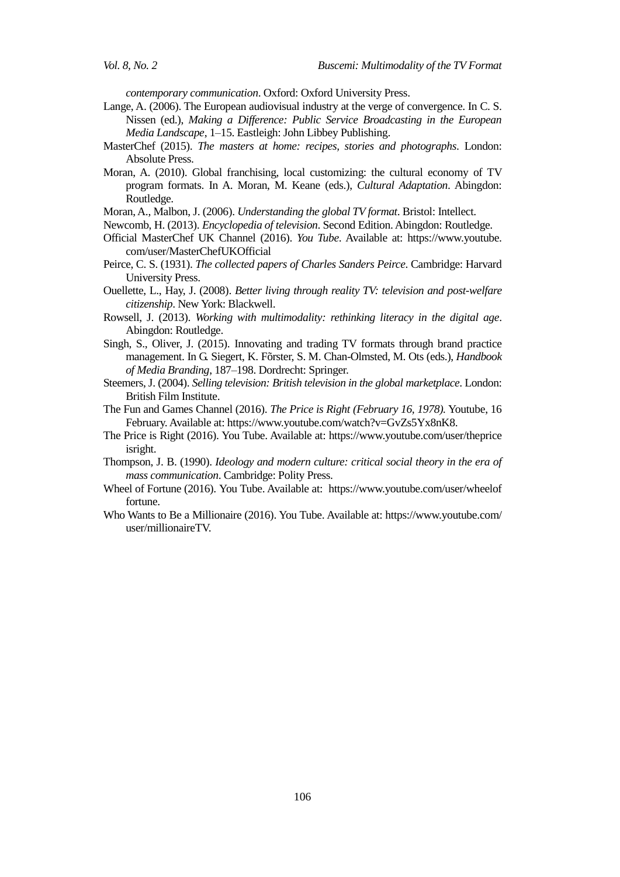*contemporary communication*. Oxford: Oxford University Press.

Lange, A. (2006). The European audiovisual industry at the verge of convergence. In C. S. Nissen (ed.), *Making a Difference: Public Service Broadcasting in the European Media Landscape*, 1–15. Eastleigh: John Libbey Publishing.

MasterChef (2015). *The masters at home: recipes, stories and photographs*. London: Absolute Press.

Moran, A. (2010). Global franchising, local customizing: the cultural economy of TV program formats. In A. Moran, M. Keane (eds.), *Cultural Adaptation*. Abingdon: Routledge.

Moran, A., Malbon, J. (2006). *Understanding the global TV format*. Bristol: Intellect.

Newcomb, H. (2013). *Encyclopedia of television*. Second Edition. Abingdon: Routledge.

Official MasterChef UK Channel (2016). *You Tube*. Available at: https://www.youtube.com/user/MasterChefUKOfficial

Peirce, C. S. (1931). *The collected papers of Charles Sanders Peirce*. Cambridge: Harvard University Press.

Ouellette, L., Hay, J. (2008). *Better living through reality TV: television and post-welfare citizenship*. New York: Blackwell.

Rowsell, J. (2013). *Working with multimodality: rethinking literacy in the digital age*. Abingdon: Routledge.

Singh, S., Oliver, J. (2015). Innovating and trading TV formats through brand practice management. In G. Siegert, K. Förster, S. M. Chan-Olmsted, M. Ots (eds.), *Handbook of Media Branding*, 187–198. Dordrecht: Springer.

Steemers, J. (2004). *Selling television: British television in the global marketplace*. London: British Film Institute.

The Fun and Games Channel (2016). *The Price is Right (February 16, 1978).* Youtube, 16 February. Available at: https://www.youtube.com/watch?v=GvZs5Yx8nK8.

The Price is Right (2016). You Tube. Available at: https://www.youtube.com/user/thepriceisright.

Thompson, J. B. (1990). *Ideology and modern culture: critical social theory in the era of mass communication*. Cambridge: Polity Press.

Wheel of Fortune (2016). You Tube. Available at: https://www.youtube.com/user/wheeloffortune.

Who Wants to Be a Millionaire (2016). You Tube. Available at: https://www.youtube.com/user/millionaireTV.